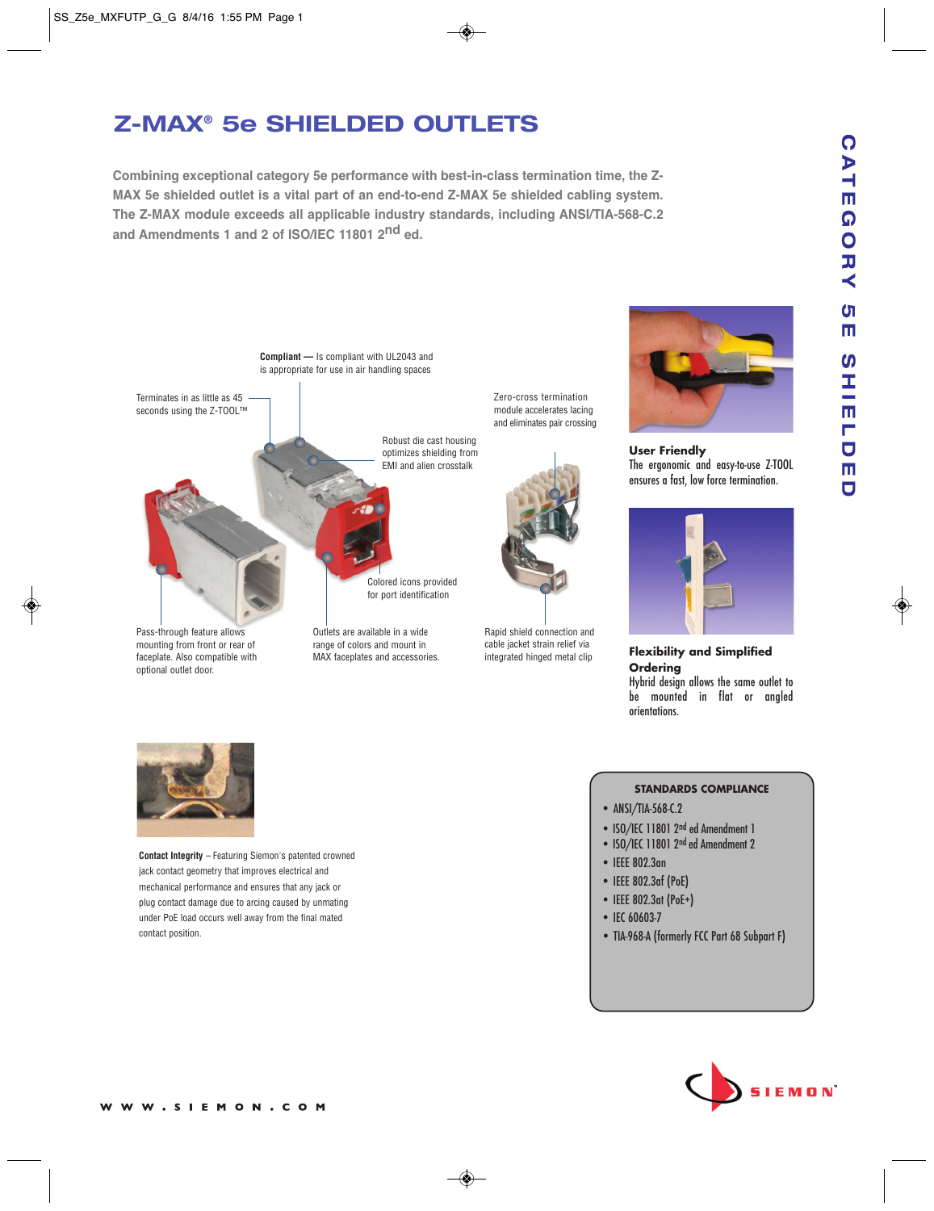# Z-MAX® 5e SHIELDED OUTLETS

**Combining exceptional category 5e performance with best-in-class termination time, the Z-MAX 5e shielded outlet is a vital part of an end-to-end Z-MAX 5e shielded cabling system. The Z-MAX module exceeds all applicable industry standards, including ANSI/TIA-568-C.2 and Amendments 1 and 2 of ISO/IEC 11801 2nd ed.**

**Compliant** — Is compliant with UL2043 and is appropriate for use in air handling spaces

Terminates in as little as 45 seconds using the Z-TOOL™

Robust die cast housing optimizes shielding from EMI and alien crosstalk

Zero-cross termination module accelerates lacing and eliminates pair crossing

Colored icons provided for port identification

Pass-through feature allows mounting from front or rear of faceplate. Also compatible with optional outlet door.

Outlets are available in a wide range of colors and mount in MAX faceplates and accessories.

Rapid shield connection and cable jacket strain relief via integrated hinged metal clip

**User Friendly**
The ergonomic and easy-to-use Z-TOOL ensures a fast, low force termination.

**Flexibility and Simplified Ordering**
Hybrid design allows the same outlet to be mounted in flat or angled orientations.

**Contact Integrity** – Featuring Siemon's patented crowned jack contact geometry that improves electrical and mechanical performance and ensures that any jack or plug contact damage due to arcing caused by unmating under PoE load occurs well away from the final mated contact position.

### STANDARDS COMPLIANCE

- ANSI/TIA-568-C.2
- ISO/IEC 11801 2nd ed Amendment 1
- ISO/IEC 11801 2nd ed Amendment 2
- IEEE 802.3an
- IEEE 802.3af (PoE)
- IEEE 802.3at (PoE+)
- IEC 60603-7
- TIA-968-A (formerly FCC Part 68 Subpart F)

CATEGORY 5E SHIELDED

WWW.SIEMON.COM

SIEMON™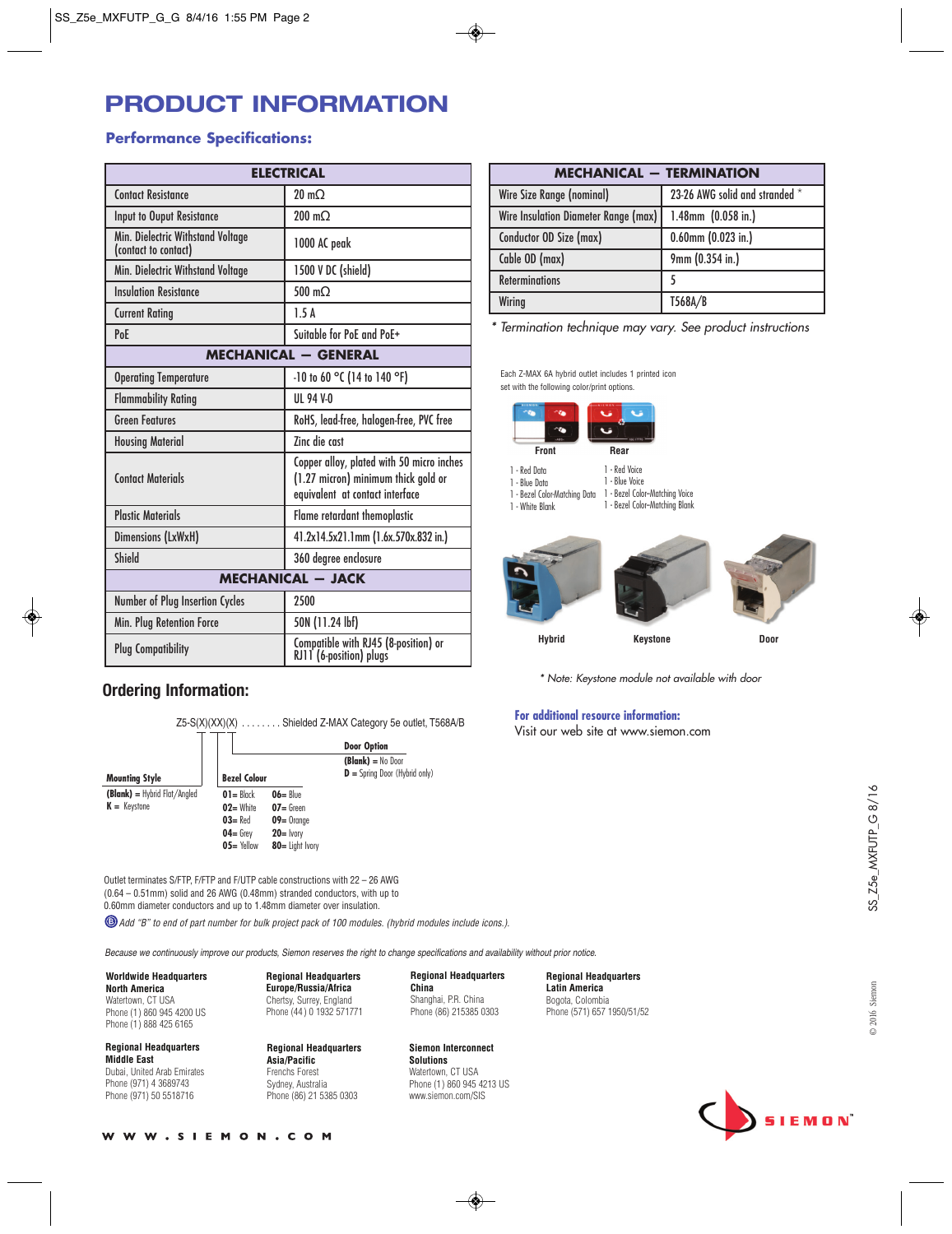# PRODUCT INFORMATION

## Performance Specifications:

| ELECTRICAL | |
|---|---|
| Contact Resistance | 20 mΩ |
| Input to Ouput Resistance | 200 mΩ |
| Min. Dielectric Withstand Voltage (contact to contact) | 1000 AC peak |
| Min. Dielectric Withstand Voltage | 1500 V DC (shield) |
| Insulation Resistance | 500 mΩ |
| Current Rating | 1.5 A |
| PoE | Suitable for PoE and PoE+ |
| **MECHANICAL — GENERAL** | |
| Operating Temperature | -10 to 60 °C (14 to 140 °F) |
| Flammability Rating | UL 94 V-0 |
| Green Features | RoHS, lead-free, halogen-free, PVC free |
| Housing Material | Zinc die cast |
| Contact Materials | Copper alloy, plated with 50 micro inches (1.27 micron) minimum thick gold or equivalent at contact interface |
| Plastic Materials | Flame retardant themoplastic |
| Dimensions (LxWxH) | 41.2x14.5x21.1mm (1.6x.570x.832 in.) |
| Shield | 360 degree enclosure |
| **MECHANICAL — JACK** | |
| Number of Plug Insertion Cycles | 2500 |
| Min. Plug Retention Force | 50N (11.24 lbf) |
| Plug Compatibility | Compatible with RJ45 (8-position) or RJ11 (6-position) plugs |

| MECHANICAL — TERMINATION | |
|---|---|
| Wire Size Range (nominal) | 23-26 AWG solid and stranded * |
| Wire Insulation Diameter Range (max) | 1.48mm (0.058 in.) |
| Conductor OD Size (max) | 0.60mm (0.023 in.) |
| Cable OD (max) | 9mm (0.354 in.) |
| Reterminations | 5 |
| Wiring | T568A/B |

*\* Termination technique may vary. See product instructions*

Each Z-MAX 6A hybrid outlet includes 1 printed icon set with the following color/print options.

Front
- 1 - Red Data
- 1 - Blue Data
- 1 - Bezel Color-Matching Data
- 1 - White Blank

Rear
- 1 - Red Voice
- 1 - Blue Voice
- 1 - Bezel Color-Matching Voice
- 1 - Bezel Color-Matching Blank

Hybrid | Keystone | Door

*\* Note: Keystone module not available with door*

## Ordering Information:

Z5-S(X)(XX)(X) . . . . . . . . Shielded Z-MAX Category 5e outlet, T568A/B

**Mounting Style**
- **(Blank)** = Hybrid Flat/Angled
- **K** = Keystone

**Bezel Colour**
- **01**= Black
- **02**= White
- **03**= Red
- **04**= Grey
- **05**= Yellow
- **06**= Blue
- **07**= Green
- **09**= Orange
- **20**= Ivory
- **80**= Light Ivory

**Door Option**
- **(Blank)** = No Door
- **D** = Spring Door (Hybrid only)

Outlet terminates S/FTP, F/FTP and F/UTP cable constructions with 22 – 26 AWG (0.64 – 0.51mm) solid and 26 AWG (0.48mm) stranded conductors, with up to 0.60mm diameter conductors and up to 1.48mm diameter over insulation.

Ⓑ *Add "B" to end of part number for bulk project pack of 100 modules. (hybrid modules include icons.).*

**For additional resource information:**
Visit our web site at www.siemon.com

*Because we continuously improve our products, Siemon reserves the right to change specifications and availability without prior notice.*

**Worldwide Headquarters**
**North America**
Watertown, CT USA
Phone (1) 860 945 4200 US
Phone (1) 888 425 6165

**Regional Headquarters**
**Europe/Russia/Africa**
Chertsy, Surrey, England
Phone (44 ) 0 1932 571771

**Regional Headquarters**
**China**
Shanghai, P.R. China
Phone (86) 215385 0303

**Regional Headquarters**
**Latin America**
Bogota, Colombia
Phone (571) 657 1950/51/52

**Regional Headquarters**
**Middle East**
Dubai, United Arab Emirates
Phone (971) 4 3689743
Phone (971) 50 5518716

**Regional Headquarters**
**Asia/Pacific**
Frenchs Forest
Sydney, Australia
Phone (86) 21 5385 0303

**Siemon Interconnect Solutions**
Watertown, CT USA
Phone (1) 860 945 4213 US
www.siemon.com/SIS

SIEMON

W W W . S I E M O N . C O M

SS_Z5e_MXFUTP_G 8/16

© 2016 Siemon